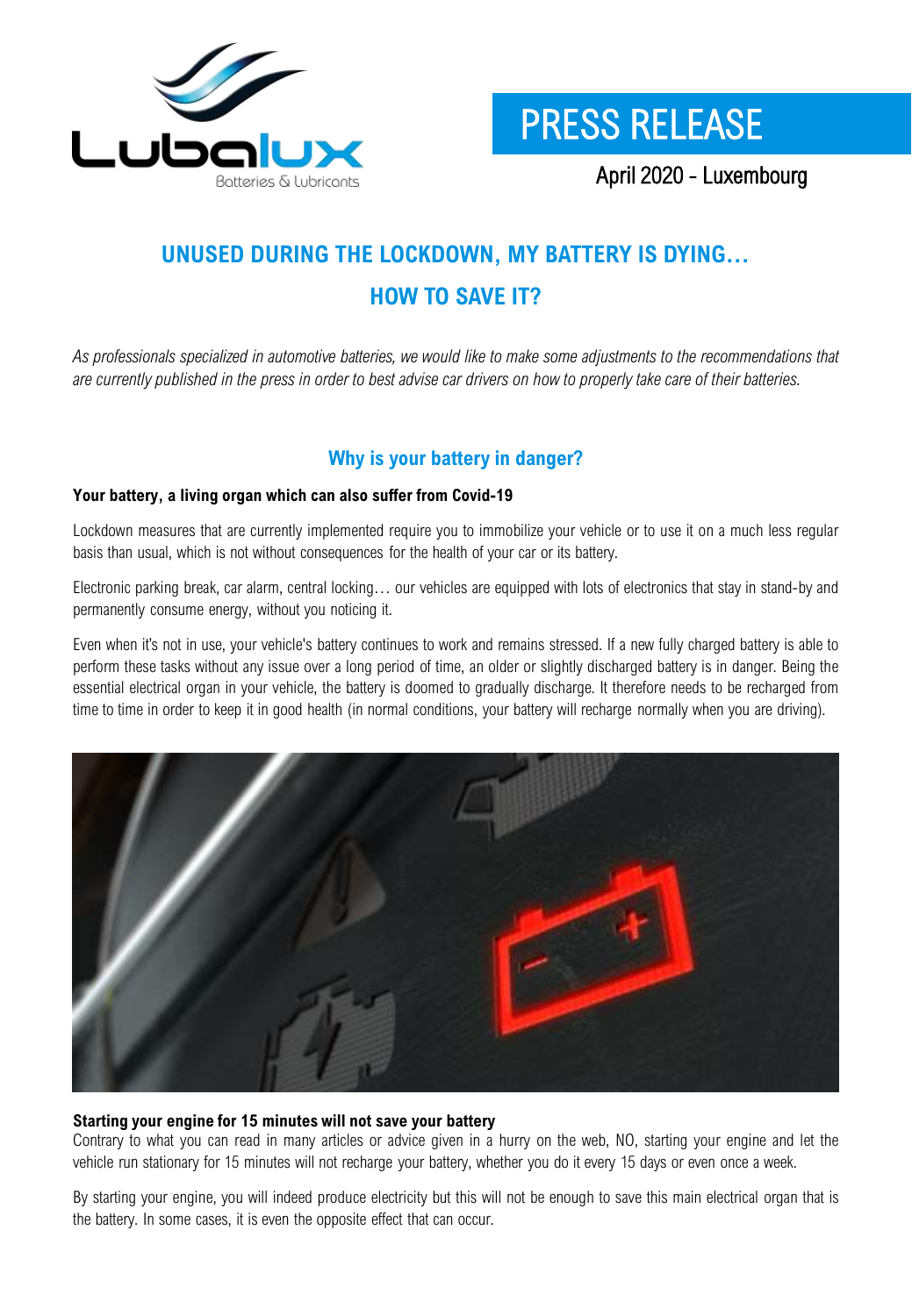Lubalux
Batteries & Lubricants

# PRESS RELEASE

April 2020 - Luxembourg

## UNUSED DURING THE LOCKDOWN, MY BATTERY IS DYING…

## HOW TO SAVE IT?

*As professionals specialized in automotive batteries, we would like to make some adjustments to the recommendations that are currently published in the press in order to best advise car drivers on how to properly take care of their batteries.*

### Why is your battery in danger?

**Your battery, a living organ which can also suffer from Covid-19**

Lockdown measures that are currently implemented require you to immobilize your vehicle or to use it on a much less regular basis than usual, which is not without consequences for the health of your car or its battery.

Electronic parking break, car alarm, central locking… our vehicles are equipped with lots of electronics that stay in stand-by and permanently consume energy, without you noticing it.

Even when it's not in use, your vehicle's battery continues to work and remains stressed. If a new fully charged battery is able to perform these tasks without any issue over a long period of time, an older or slightly discharged battery is in danger. Being the essential electrical organ in your vehicle, the battery is doomed to gradually discharge. It therefore needs to be recharged from time to time in order to keep it in good health (in normal conditions, your battery will recharge normally when you are driving).

**Starting your engine for 15 minutes will not save your battery**

Contrary to what you can read in many articles or advice given in a hurry on the web, NO, starting your engine and let the vehicle run stationary for 15 minutes will not recharge your battery, whether you do it every 15 days or even once a week.

By starting your engine, you will indeed produce electricity but this will not be enough to save this main electrical organ that is the battery. In some cases, it is even the opposite effect that can occur.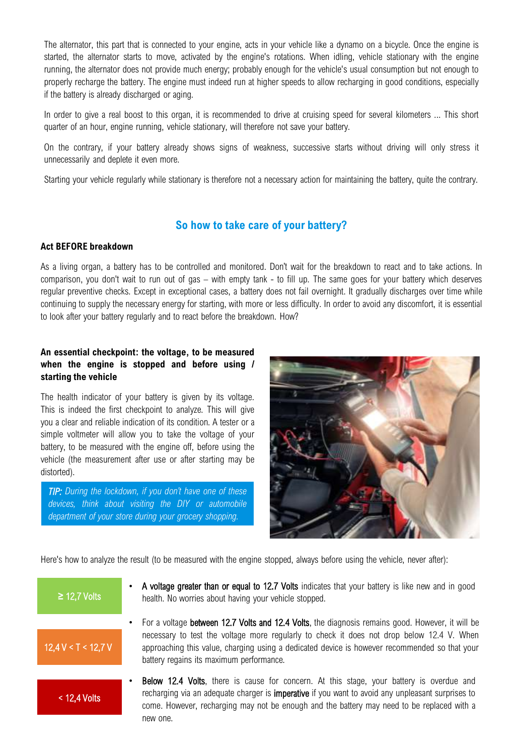The alternator, this part that is connected to your engine, acts in your vehicle like a dynamo on a bicycle. Once the engine is started, the alternator starts to move, activated by the engine's rotations. When idling, vehicle stationary with the engine running, the alternator does not provide much energy; probably enough for the vehicle's usual consumption but not enough to properly recharge the battery. The engine must indeed run at higher speeds to allow recharging in good conditions, especially if the battery is already discharged or aging.

In order to give a real boost to this organ, it is recommended to drive at cruising speed for several kilometers ... This short quarter of an hour, engine running, vehicle stationary, will therefore not save your battery.

On the contrary, if your battery already shows signs of weakness, successive starts without driving will only stress it unnecessarily and deplete it even more.

Starting your vehicle regularly while stationary is therefore not a necessary action for maintaining the battery, quite the contrary.

## So how to take care of your battery?

### Act BEFORE breakdown

As a living organ, a battery has to be controlled and monitored. Don't wait for the breakdown to react and to take actions. In comparison, you don't wait to run out of gas – with empty tank - to fill up. The same goes for your battery which deserves regular preventive checks. Except in exceptional cases, a battery does not fail overnight. It gradually discharges over time while continuing to supply the necessary energy for starting, with more or less difficulty. In order to avoid any discomfort, it is essential to look after your battery regularly and to react before the breakdown. How?

### An essential checkpoint: the voltage, to be measured when the engine is stopped and before using / starting the vehicle

The health indicator of your battery is given by its voltage. This is indeed the first checkpoint to analyze. This will give you a clear and reliable indication of its condition. A tester or a simple voltmeter will allow you to take the voltage of your battery, to be measured with the engine off, before using the vehicle (the measurement after use or after starting may be distorted).

***TIP:*** *During the lockdown, if you don't have one of these devices, think about visiting the DIY or automobile department of your store during your grocery shopping.*

Here's how to analyze the result (to be measured with the engine stopped, always before using the vehicle, never after):

| | |
|---|---|
| ≥ 12,7 Volts | A voltage greater than or equal to 12.7 Volts indicates that your battery is like new and in good health. No worries about having your vehicle stopped. |
| 12,4 V < T < 12,7 V | For a voltage between 12.7 Volts and 12.4 Volts, the diagnosis remains good. However, it will be necessary to test the voltage more regularly to check it does not drop below 12.4 V. When approaching this value, charging using a dedicated device is however recommended so that your battery regains its maximum performance. |
| < 12,4 Volts | Below 12.4 Volts, there is cause for concern. At this stage, your battery is overdue and recharging via an adequate charger is imperative if you want to avoid any unpleasant surprises to come. However, recharging may not be enough and the battery may need to be replaced with a new one. |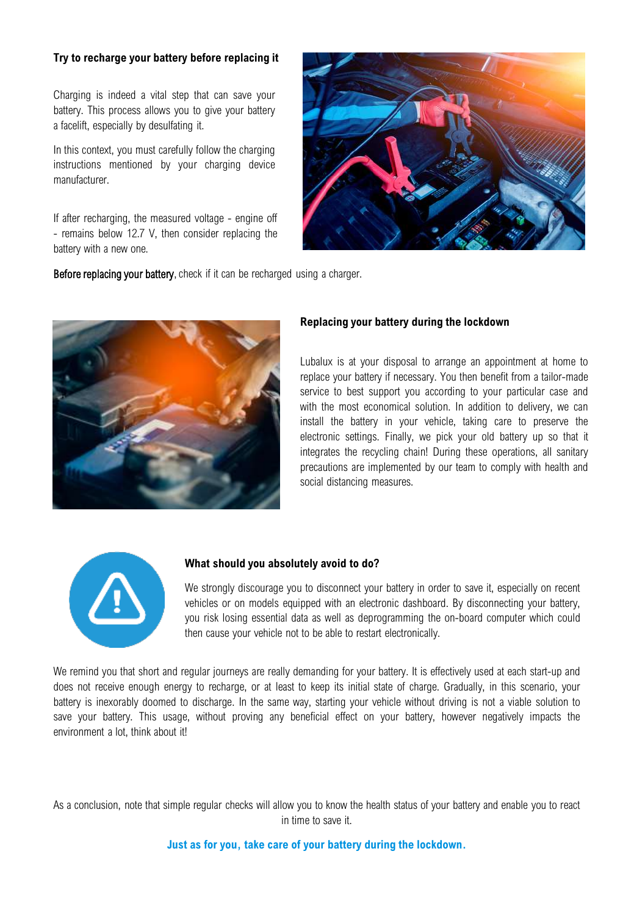### Try to recharge your battery before replacing it

Charging is indeed a vital step that can save your battery. This process allows you to give your battery a facelift, especially by desulfating it.

In this context, you must carefully follow the charging instructions mentioned by your charging device manufacturer.

If after recharging, the measured voltage - engine off - remains below 12.7 V, then consider replacing the battery with a new one.

Before replacing your battery, check if it can be recharged using a charger.

### Replacing your battery during the lockdown

Lubalux is at your disposal to arrange an appointment at home to replace your battery if necessary. You then benefit from a tailor-made service to best support you according to your particular case and with the most economical solution. In addition to delivery, we can install the battery in your vehicle, taking care to preserve the electronic settings. Finally, we pick your old battery up so that it integrates the recycling chain! During these operations, all sanitary precautions are implemented by our team to comply with health and social distancing measures.

### What should you absolutely avoid to do?

We strongly discourage you to disconnect your battery in order to save it, especially on recent vehicles or on models equipped with an electronic dashboard. By disconnecting your battery, you risk losing essential data as well as deprogramming the on-board computer which could then cause your vehicle not to be able to restart electronically.

We remind you that short and regular journeys are really demanding for your battery. It is effectively used at each start-up and does not receive enough energy to recharge, or at least to keep its initial state of charge. Gradually, in this scenario, your battery is inexorably doomed to discharge. In the same way, starting your vehicle without driving is not a viable solution to save your battery. This usage, without proving any beneficial effect on your battery, however negatively impacts the environment a lot, think about it!

As a conclusion, note that simple regular checks will allow you to know the health status of your battery and enable you to react in time to save it.

**Just as for you, take care of your battery during the lockdown.**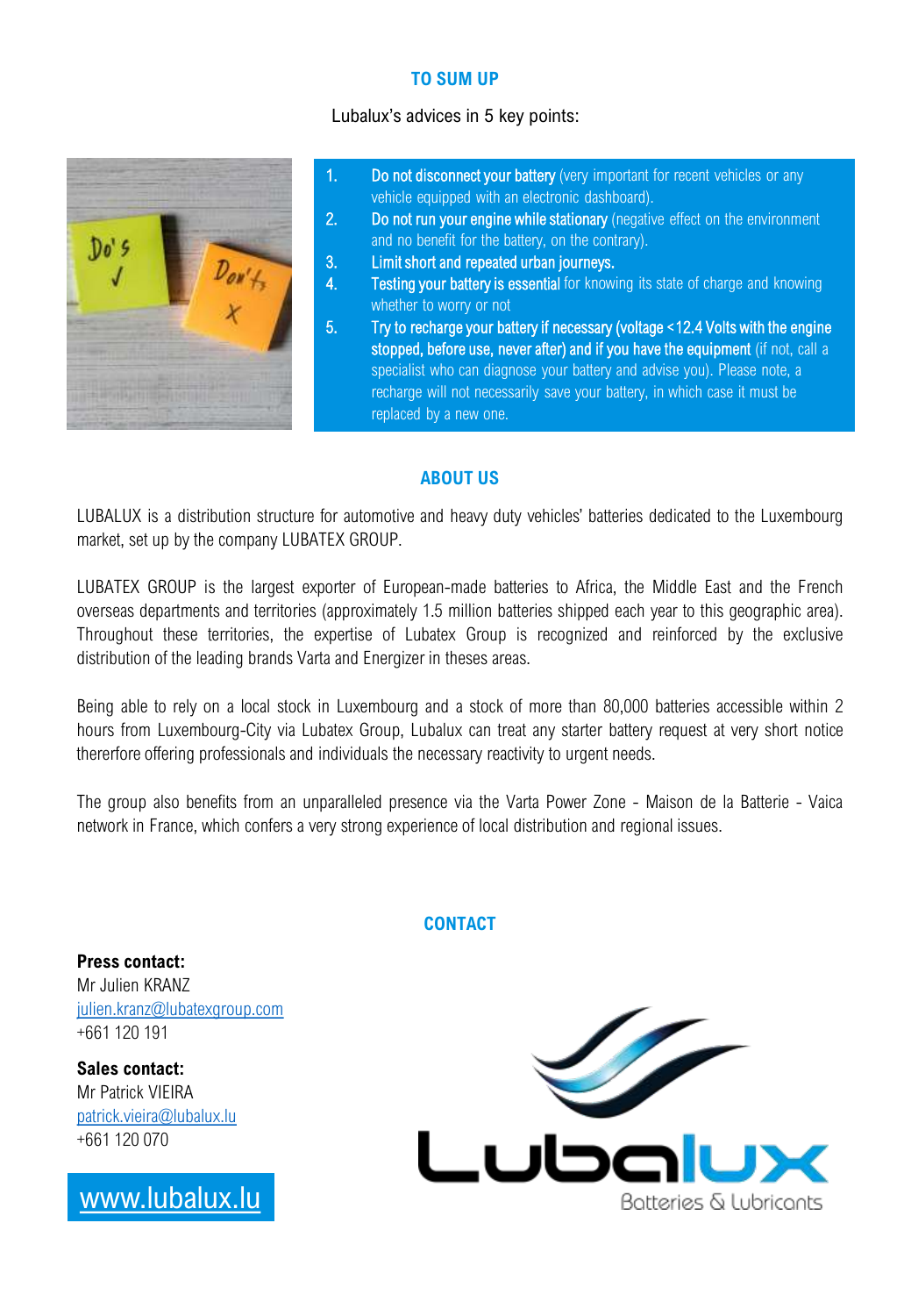## TO SUM UP

Lubalux's advices in 5 key points:

1. **Do not disconnect your battery** (very important for recent vehicles or any vehicle equipped with an electronic dashboard).
2. **Do not run your engine while stationary** (negative effect on the environment and no benefit for the battery, on the contrary).
3. **Limit short and repeated urban journeys.**
4. **Testing your battery is essential** for knowing its state of charge and knowing whether to worry or not
5. **Try to recharge your battery if necessary (voltage < 12.4 Volts with the engine stopped, before use, never after) and if you have the equipment** (if not, call a specialist who can diagnose your battery and advise you). Please note, a recharge will not necessarily save your battery, in which case it must be replaced by a new one.

## ABOUT US

LUBALUX is a distribution structure for automotive and heavy duty vehicles' batteries dedicated to the Luxembourg market, set up by the company LUBATEX GROUP.

LUBATEX GROUP is the largest exporter of European-made batteries to Africa, the Middle East and the French overseas departments and territories (approximately 1.5 million batteries shipped each year to this geographic area). Throughout these territories, the expertise of Lubatex Group is recognized and reinforced by the exclusive distribution of the leading brands Varta and Energizer in theses areas.

Being able to rely on a local stock in Luxembourg and a stock of more than 80,000 batteries accessible within 2 hours from Luxembourg-City via Lubatex Group, Lubalux can treat any starter battery request at very short notice thererfore offering professionals and individuals the necessary reactivity to urgent needs.

The group also benefits from an unparalleled presence via the Varta Power Zone - Maison de la Batterie - Vaica network in France, which confers a very strong experience of local distribution and regional issues.

## CONTACT

**Press contact:**
Mr Julien KRANZ
julien.kranz@lubatexgroup.com
+661 120 191

**Sales contact:**
Mr Patrick VIEIRA
patrick.vieira@lubalux.lu
+661 120 070

www.lubalux.lu

Lubalux
Batteries & Lubricants